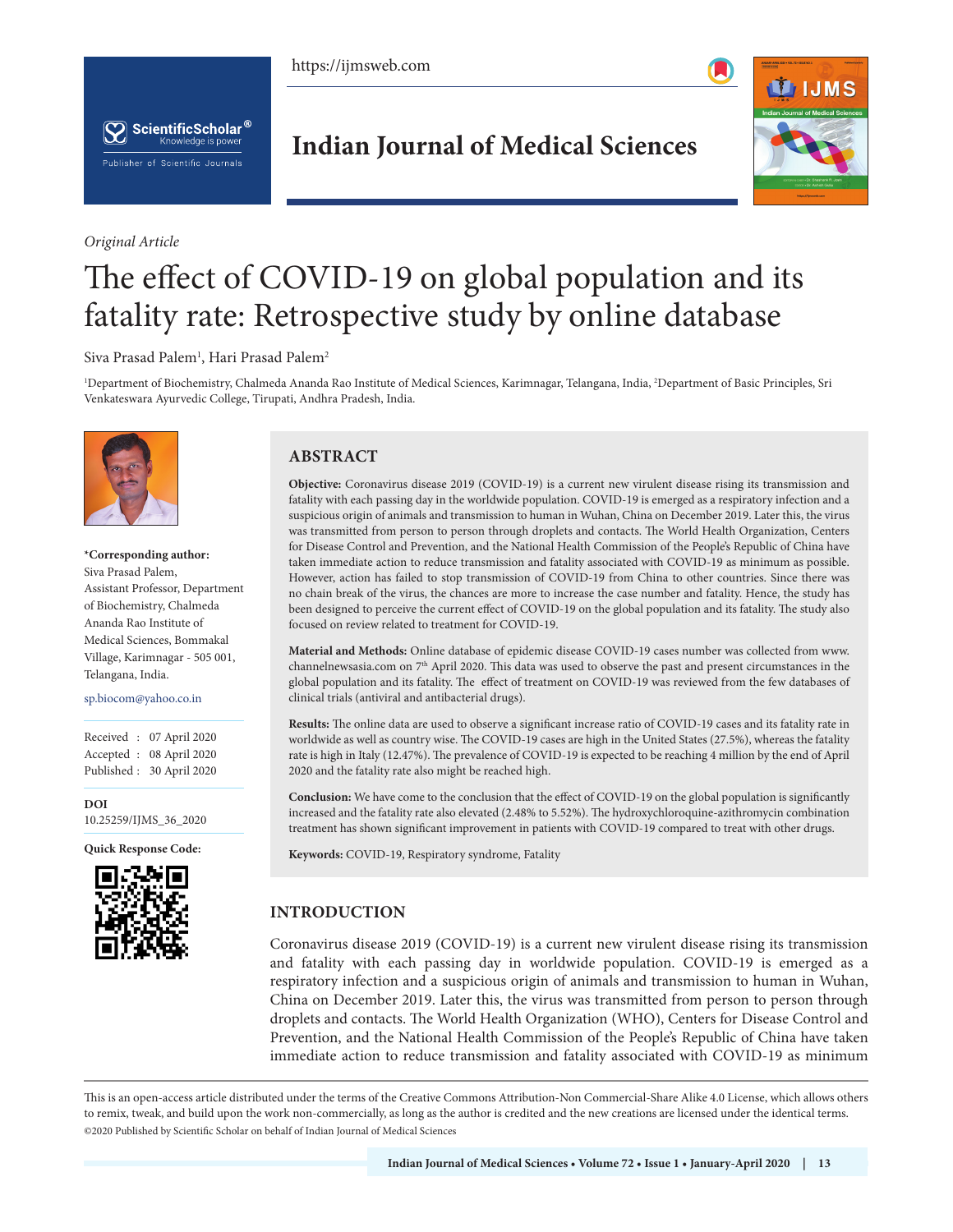*Original Article*

# The effect of COVID-19 on global population and its fatality rate: Retrospective study by online database

Siva Prasad Palem[1], Hari Prasad Palem[2]

[1]Department of Biochemistry, Chalmeda Ananda Rao Institute of Medical Sciences, Karimnagar, Telangana, India, [2]Department of Basic Principles, Sri Venkateswara Ayurvedic College, Tirupati, Andhra Pradesh, India.

**\*Corresponding author:**
Siva Prasad Palem,
Assistant Professor, Department of Biochemistry, Chalmeda Ananda Rao Institute of Medical Sciences, Bommakal Village, Karimnagar - 505 001, Telangana, India.

sp.biocom@yahoo.co.in

Received : 07 April 2020
Accepted : 08 April 2020
Published : 30 April 2020

**DOI**
10.25259/IJMS_36_2020

**Quick Response Code:**

## ABSTRACT

**Objective:** Coronavirus disease 2019 (COVID-19) is a current new virulent disease rising its transmission and fatality with each passing day in the worldwide population. COVID-19 is emerged as a respiratory infection and a suspicious origin of animals and transmission to human in Wuhan, China on December 2019. Later this, the virus was transmitted from person to person through droplets and contacts. The World Health Organization, Centers for Disease Control and Prevention, and the National Health Commission of the People's Republic of China have taken immediate action to reduce transmission and fatality associated with COVID-19 as minimum as possible. However, action has failed to stop transmission of COVID-19 from China to other countries. Since there was no chain break of the virus, the chances are more to increase the case number and fatality. Hence, the study has been designed to perceive the current effect of COVID-19 on the global population and its fatality. The study also focused on review related to treatment for COVID-19.

**Material and Methods:** Online database of epidemic disease COVID-19 cases number was collected from www.channelnewsasia.com on 7th April 2020. This data was used to observe the past and present circumstances in the global population and its fatality. The effect of treatment on COVID-19 was reviewed from the few databases of clinical trials (antiviral and antibacterial drugs).

**Results:** The online data are used to observe a significant increase ratio of COVID-19 cases and its fatality rate in worldwide as well as country wise. The COVID-19 cases are high in the United States (27.5%), whereas the fatality rate is high in Italy (12.47%). The prevalence of COVID-19 is expected to be reaching 4 million by the end of April 2020 and the fatality rate also might be reached high.

**Conclusion:** We have come to the conclusion that the effect of COVID-19 on the global population is significantly increased and the fatality rate also elevated (2.48% to 5.52%). The hydroxychloroquine-azithromycin combination treatment has shown significant improvement in patients with COVID-19 compared to treat with other drugs.

**Keywords:** COVID-19, Respiratory syndrome, Fatality

## INTRODUCTION

Coronavirus disease 2019 (COVID-19) is a current new virulent disease rising its transmission and fatality with each passing day in worldwide population. COVID-19 is emerged as a respiratory infection and a suspicious origin of animals and transmission to human in Wuhan, China on December 2019. Later this, the virus was transmitted from person to person through droplets and contacts. The World Health Organization (WHO), Centers for Disease Control and Prevention, and the National Health Commission of the People's Republic of China have taken immediate action to reduce transmission and fatality associated with COVID-19 as minimum

This is an open-access article distributed under the terms of the Creative Commons Attribution-Non Commercial-Share Alike 4.0 License, which allows others to remix, tweak, and build upon the work non-commercially, as long as the author is credited and the new creations are licensed under the identical terms.
©2020 Published by Scientific Scholar on behalf of Indian Journal of Medical Sciences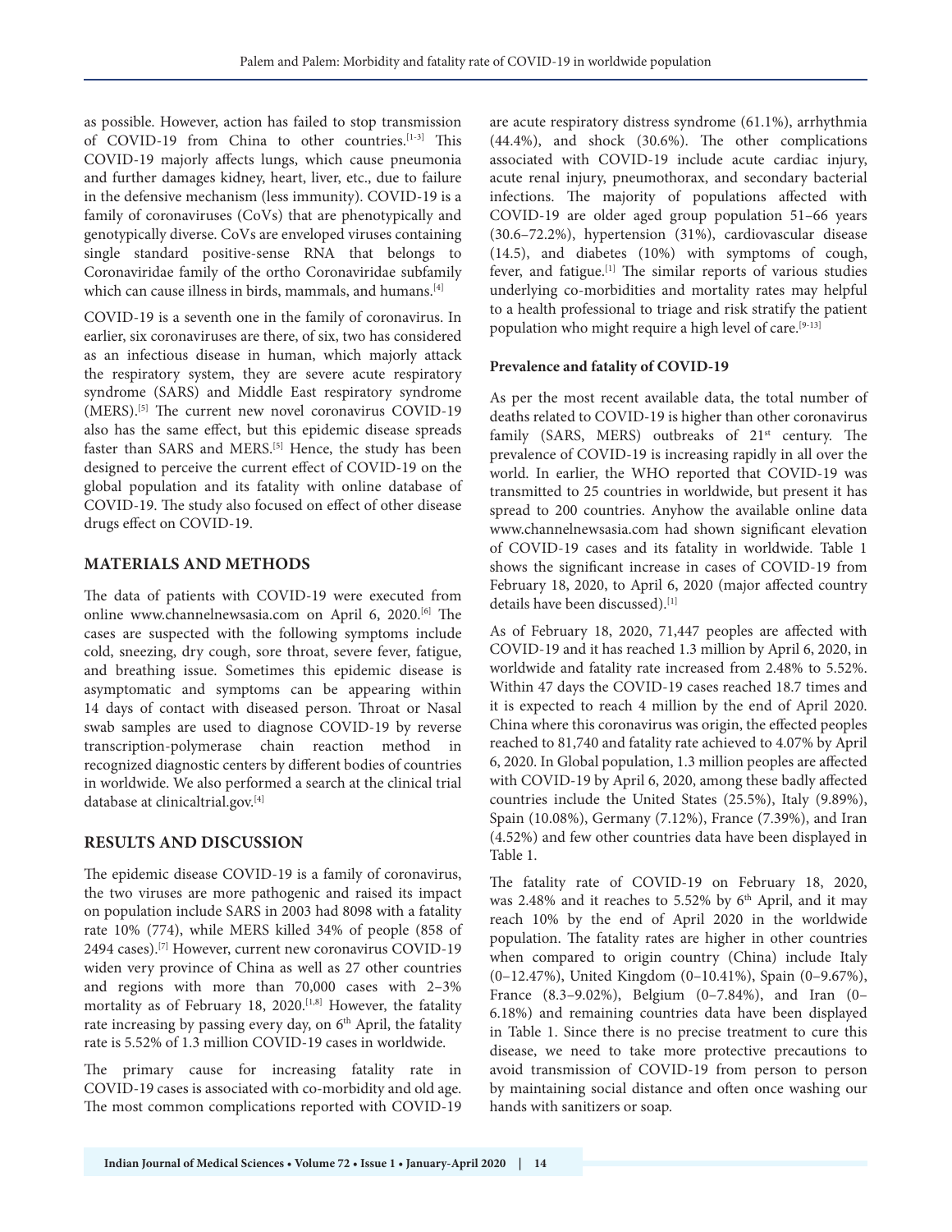as possible. However, action has failed to stop transmission of COVID-19 from China to other countries.[1-3] This COVID-19 majorly affects lungs, which cause pneumonia and further damages kidney, heart, liver, etc., due to failure in the defensive mechanism (less immunity). COVID-19 is a family of coronaviruses (CoVs) that are phenotypically and genotypically diverse. CoVs are enveloped viruses containing single standard positive-sense RNA that belongs to Coronaviridae family of the ortho Coronaviridae subfamily which can cause illness in birds, mammals, and humans.[4]

COVID-19 is a seventh one in the family of coronavirus. In earlier, six coronaviruses are there, of six, two has considered as an infectious disease in human, which majorly attack the respiratory system, they are severe acute respiratory syndrome (SARS) and Middle East respiratory syndrome (MERS).[5] The current new novel coronavirus COVID-19 also has the same effect, but this epidemic disease spreads faster than SARS and MERS.[5] Hence, the study has been designed to perceive the current effect of COVID-19 on the global population and its fatality with online database of COVID-19. The study also focused on effect of other disease drugs effect on COVID-19.

## MATERIALS AND METHODS

The data of patients with COVID-19 were executed from online www.channelnewsasia.com on April 6, 2020.[6] The cases are suspected with the following symptoms include cold, sneezing, dry cough, sore throat, severe fever, fatigue, and breathing issue. Sometimes this epidemic disease is asymptomatic and symptoms can be appearing within 14 days of contact with diseased person. Throat or Nasal swab samples are used to diagnose COVID-19 by reverse transcription-polymerase chain reaction method in recognized diagnostic centers by different bodies of countries in worldwide. We also performed a search at the clinical trial database at clinicaltrial.gov.[4]

## RESULTS AND DISCUSSION

The epidemic disease COVID-19 is a family of coronavirus, the two viruses are more pathogenic and raised its impact on population include SARS in 2003 had 8098 with a fatality rate 10% (774), while MERS killed 34% of people (858 of 2494 cases).[7] However, current new coronavirus COVID-19 widen very province of China as well as 27 other countries and regions with more than 70,000 cases with 2–3% mortality as of February 18, 2020.[1,8] However, the fatality rate increasing by passing every day, on 6th April, the fatality rate is 5.52% of 1.3 million COVID-19 cases in worldwide.

The primary cause for increasing fatality rate in COVID-19 cases is associated with co-morbidity and old age. The most common complications reported with COVID-19 are acute respiratory distress syndrome (61.1%), arrhythmia (44.4%), and shock (30.6%). The other complications associated with COVID-19 include acute cardiac injury, acute renal injury, pneumothorax, and secondary bacterial infections. The majority of populations affected with COVID-19 are older aged group population 51–66 years (30.6–72.2%), hypertension (31%), cardiovascular disease (14.5), and diabetes (10%) with symptoms of cough, fever, and fatigue.[1] The similar reports of various studies underlying co-morbidities and mortality rates may helpful to a health professional to triage and risk stratify the patient population who might require a high level of care.[9-13]

### Prevalence and fatality of COVID-19

As per the most recent available data, the total number of deaths related to COVID-19 is higher than other coronavirus family (SARS, MERS) outbreaks of 21st century. The prevalence of COVID-19 is increasing rapidly in all over the world. In earlier, the WHO reported that COVID-19 was transmitted to 25 countries in worldwide, but present it has spread to 200 countries. Anyhow the available online data www.channelnewsasia.com had shown significant elevation of COVID-19 cases and its fatality in worldwide. Table 1 shows the significant increase in cases of COVID-19 from February 18, 2020, to April 6, 2020 (major affected country details have been discussed).[1]

As of February 18, 2020, 71,447 peoples are affected with COVID-19 and it has reached 1.3 million by April 6, 2020, in worldwide and fatality rate increased from 2.48% to 5.52%. Within 47 days the COVID-19 cases reached 18.7 times and it is expected to reach 4 million by the end of April 2020. China where this coronavirus was origin, the effected peoples reached to 81,740 and fatality rate achieved to 4.07% by April 6, 2020. In Global population, 1.3 million peoples are affected with COVID-19 by April 6, 2020, among these badly affected countries include the United States (25.5%), Italy (9.89%), Spain (10.08%), Germany (7.12%), France (7.39%), and Iran (4.52%) and few other countries data have been displayed in Table 1.

The fatality rate of COVID-19 on February 18, 2020, was 2.48% and it reaches to 5.52% by 6th April, and it may reach 10% by the end of April 2020 in the worldwide population. The fatality rates are higher in other countries when compared to origin country (China) include Italy (0–12.47%), United Kingdom (0–10.41%), Spain (0–9.67%), France (8.3–9.02%), Belgium (0–7.84%), and Iran (0–6.18%) and remaining countries data have been displayed in Table 1. Since there is no precise treatment to cure this disease, we need to take more protective precautions to avoid transmission of COVID-19 from person to person by maintaining social distance and often once washing our hands with sanitizers or soap.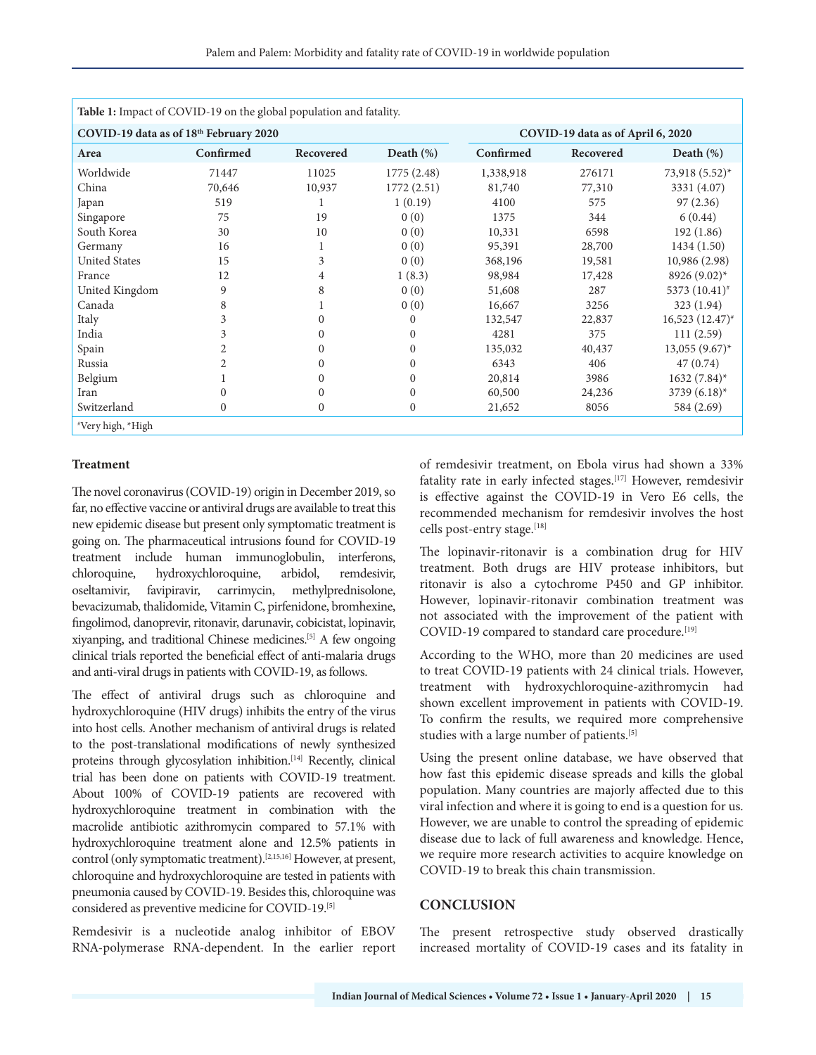**Table 1:** Impact of COVID-19 on the global population and fatality.

| COVID-19 data as of 18th February 2020 | | | | COVID-19 data as of April 6, 2020 | | |
|---|---|---|---|---|---|---|
| **Area** | **Confirmed** | **Recovered** | **Death (%)** | **Confirmed** | **Recovered** | **Death (%)** |
| Worldwide | 71447 | 11025 | 1775 (2.48) | 1,338,918 | 276171 | 73,918 (5.52)* |
| China | 70,646 | 10,937 | 1772 (2.51) | 81,740 | 77,310 | 3331 (4.07) |
| Japan | 519 | 1 | 1 (0.19) | 4100 | 575 | 97 (2.36) |
| Singapore | 75 | 19 | 0 (0) | 1375 | 344 | 6 (0.44) |
| South Korea | 30 | 10 | 0 (0) | 10,331 | 6598 | 192 (1.86) |
| Germany | 16 | 1 | 0 (0) | 95,391 | 28,700 | 1434 (1.50) |
| United States | 15 | 3 | 0 (0) | 368,196 | 19,581 | 10,986 (2.98) |
| France | 12 | 4 | 1 (8.3) | 98,984 | 17,428 | 8926 (9.02)* |
| United Kingdom | 9 | 8 | 0 (0) | 51,608 | 287 | 5373 (10.41)# |
| Canada | 8 | 1 | 0 (0) | 16,667 | 3256 | 323 (1.94) |
| Italy | 3 | 0 | 0 | 132,547 | 22,837 | 16,523 (12.47)# |
| India | 3 | 0 | 0 | 4281 | 375 | 111 (2.59) |
| Spain | 2 | 0 | 0 | 135,032 | 40,437 | 13,055 (9.67)* |
| Russia | 2 | 0 | 0 | 6343 | 406 | 47 (0.74) |
| Belgium | 1 | 0 | 0 | 20,814 | 3986 | 1632 (7.84)* |
| Iran | 0 | 0 | 0 | 60,500 | 24,236 | 3739 (6.18)* |
| Switzerland | 0 | 0 | 0 | 21,652 | 8056 | 584 (2.69) |

#Very high, *High

### Treatment

The novel coronavirus (COVID-19) origin in December 2019, so far, no effective vaccine or antiviral drugs are available to treat this new epidemic disease but present only symptomatic treatment is going on. The pharmaceutical intrusions found for COVID-19 treatment include human immunoglobulin, interferons, chloroquine, hydroxychloroquine, arbidol, remdesivir, oseltamivir, favipiravir, carrimycin, methylprednisolone, bevacizumab, thalidomide, Vitamin C, pirfenidone, bromhexine, fingolimod, danoprevir, ritonavir, darunavir, cobicistat, lopinavir, xiyanping, and traditional Chinese medicines.[5] A few ongoing clinical trials reported the beneficial effect of anti-malaria drugs and anti-viral drugs in patients with COVID-19, as follows.

The effect of antiviral drugs such as chloroquine and hydroxychloroquine (HIV drugs) inhibits the entry of the virus into host cells. Another mechanism of antiviral drugs is related to the post-translational modifications of newly synthesized proteins through glycosylation inhibition.[14] Recently, clinical trial has been done on patients with COVID-19 treatment. About 100% of COVID-19 patients are recovered with hydroxychloroquine treatment in combination with the macrolide antibiotic azithromycin compared to 57.1% with hydroxychloroquine treatment alone and 12.5% patients in control (only symptomatic treatment).[2,15,16] However, at present, chloroquine and hydroxychloroquine are tested in patients with pneumonia caused by COVID-19. Besides this, chloroquine was considered as preventive medicine for COVID-19.[5]

Remdesivir is a nucleotide analog inhibitor of EBOV RNA-polymerase RNA-dependent. In the earlier report of remdesivir treatment, on Ebola virus had shown a 33% fatality rate in early infected stages.[17] However, remdesivir is effective against the COVID-19 in Vero E6 cells, the recommended mechanism for remdesivir involves the host cells post-entry stage.[18]

The lopinavir-ritonavir is a combination drug for HIV treatment. Both drugs are HIV protease inhibitors, but ritonavir is also a cytochrome P450 and GP inhibitor. However, lopinavir-ritonavir combination treatment was not associated with the improvement of the patient with COVID-19 compared to standard care procedure.[19]

According to the WHO, more than 20 medicines are used to treat COVID-19 patients with 24 clinical trials. However, treatment with hydroxychloroquine-azithromycin had shown excellent improvement in patients with COVID-19. To confirm the results, we required more comprehensive studies with a large number of patients.[5]

Using the present online database, we have observed that how fast this epidemic disease spreads and kills the global population. Many countries are majorly affected due to this viral infection and where it is going to end is a question for us. However, we are unable to control the spreading of epidemic disease due to lack of full awareness and knowledge. Hence, we require more research activities to acquire knowledge on COVID-19 to break this chain transmission.

## CONCLUSION

The present retrospective study observed drastically increased mortality of COVID-19 cases and its fatality in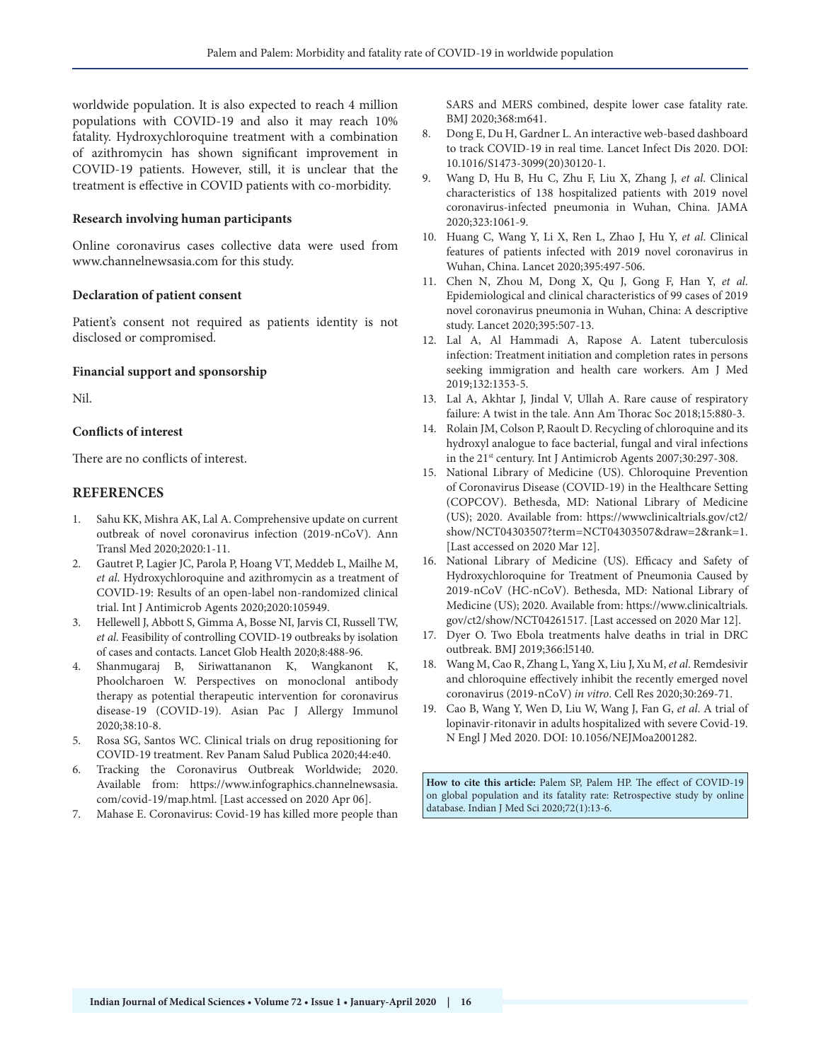worldwide population. It is also expected to reach 4 million populations with COVID-19 and also it may reach 10% fatality. Hydroxychloroquine treatment with a combination of azithromycin has shown significant improvement in COVID-19 patients. However, still, it is unclear that the treatment is effective in COVID patients with co-morbidity.

### Research involving human participants

Online coronavirus cases collective data were used from www.channelnewsasia.com for this study.

### Declaration of patient consent

Patient's consent not required as patients identity is not disclosed or compromised.

### Financial support and sponsorship

Nil.

### Conflicts of interest

There are no conflicts of interest.

## REFERENCES

1. Sahu KK, Mishra AK, Lal A. Comprehensive update on current outbreak of novel coronavirus infection (2019-nCoV). Ann Transl Med 2020;2020:1-11.
2. Gautret P, Lagier JC, Parola P, Hoang VT, Meddeb L, Mailhe M, *et al*. Hydroxychloroquine and azithromycin as a treatment of COVID-19: Results of an open-label non-randomized clinical trial. Int J Antimicrob Agents 2020;2020:105949.
3. Hellewell J, Abbott S, Gimma A, Bosse NI, Jarvis CI, Russell TW, *et al*. Feasibility of controlling COVID-19 outbreaks by isolation of cases and contacts. Lancet Glob Health 2020;8:488-96.
4. Shanmugaraj B, Siriwattananon K, Wangkanont K, Phoolcharoen W. Perspectives on monoclonal antibody therapy as potential therapeutic intervention for coronavirus disease-19 (COVID-19). Asian Pac J Allergy Immunol 2020;38:10-8.
5. Rosa SG, Santos WC. Clinical trials on drug repositioning for COVID-19 treatment. Rev Panam Salud Publica 2020;44:e40.
6. Tracking the Coronavirus Outbreak Worldwide; 2020. Available from: https://www.infographics.channelnewsasia.com/covid-19/map.html. [Last accessed on 2020 Apr 06].
7. Mahase E. Coronavirus: Covid-19 has killed more people than SARS and MERS combined, despite lower case fatality rate. BMJ 2020;368:m641.
8. Dong E, Du H, Gardner L. An interactive web-based dashboard to track COVID-19 in real time. Lancet Infect Dis 2020. DOI: 10.1016/S1473-3099(20)30120-1.
9. Wang D, Hu B, Hu C, Zhu F, Liu X, Zhang J, *et al*. Clinical characteristics of 138 hospitalized patients with 2019 novel coronavirus-infected pneumonia in Wuhan, China. JAMA 2020;323:1061-9.
10. Huang C, Wang Y, Li X, Ren L, Zhao J, Hu Y, *et al*. Clinical features of patients infected with 2019 novel coronavirus in Wuhan, China. Lancet 2020;395:497-506.
11. Chen N, Zhou M, Dong X, Qu J, Gong F, Han Y, *et al*. Epidemiological and clinical characteristics of 99 cases of 2019 novel coronavirus pneumonia in Wuhan, China: A descriptive study. Lancet 2020;395:507-13.
12. Lal A, Al Hammadi A, Rapose A. Latent tuberculosis infection: Treatment initiation and completion rates in persons seeking immigration and health care workers. Am J Med 2019;132:1353-5.
13. Lal A, Akhtar J, Jindal V, Ullah A. Rare cause of respiratory failure: A twist in the tale. Ann Am Thorac Soc 2018;15:880-3.
14. Rolain JM, Colson P, Raoult D. Recycling of chloroquine and its hydroxyl analogue to face bacterial, fungal and viral infections in the 21st century. Int J Antimicrob Agents 2007;30:297-308.
15. National Library of Medicine (US). Chloroquine Prevention of Coronavirus Disease (COVID-19) in the Healthcare Setting (COPCOV). Bethesda, MD: National Library of Medicine (US); 2020. Available from: https://wwwclinicaltrials.gov/ct2/show/NCT04303507?term=NCT04303507&draw=2&rank=1. [Last accessed on 2020 Mar 12].
16. National Library of Medicine (US). Efficacy and Safety of Hydroxychloroquine for Treatment of Pneumonia Caused by 2019-nCoV (HC-nCoV). Bethesda, MD: National Library of Medicine (US); 2020. Available from: https://www.clinicaltrials.gov/ct2/show/NCT04261517. [Last accessed on 2020 Mar 12].
17. Dyer O. Two Ebola treatments halve deaths in trial in DRC outbreak. BMJ 2019;366:l5140.
18. Wang M, Cao R, Zhang L, Yang X, Liu J, Xu M, *et al*. Remdesivir and chloroquine effectively inhibit the recently emerged novel coronavirus (2019-nCoV) *in vitro*. Cell Res 2020;30:269-71.
19. Cao B, Wang Y, Wen D, Liu W, Wang J, Fan G, *et al*. A trial of lopinavir-ritonavir in adults hospitalized with severe Covid-19. N Engl J Med 2020. DOI: 10.1056/NEJMoa2001282.

**How to cite this article:** Palem SP, Palem HP. The effect of COVID-19 on global population and its fatality rate: Retrospective study by online database. Indian J Med Sci 2020;72(1):13-6.